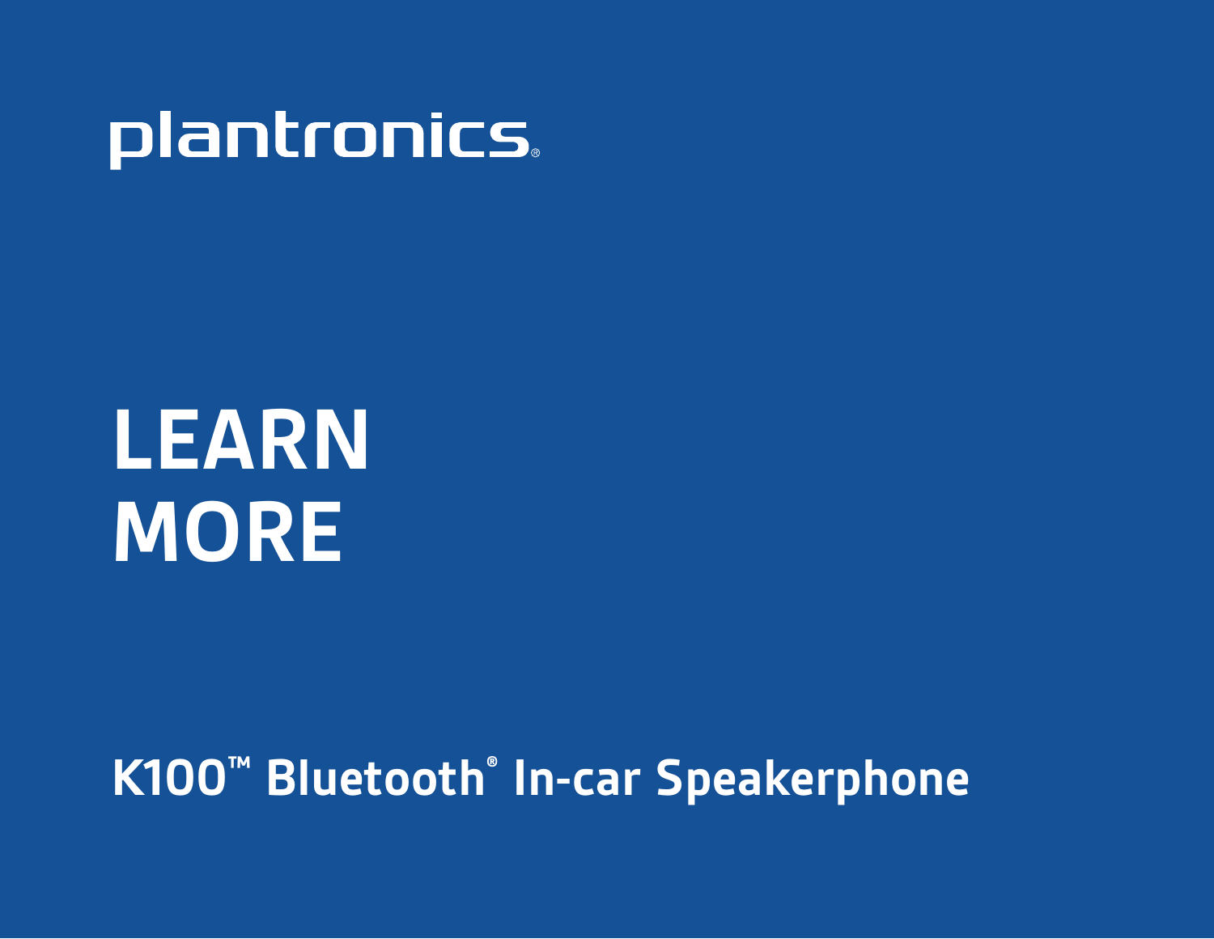plantronics®

# LEARN MORE

## K100™ Bluetooth® In-car Speakerphone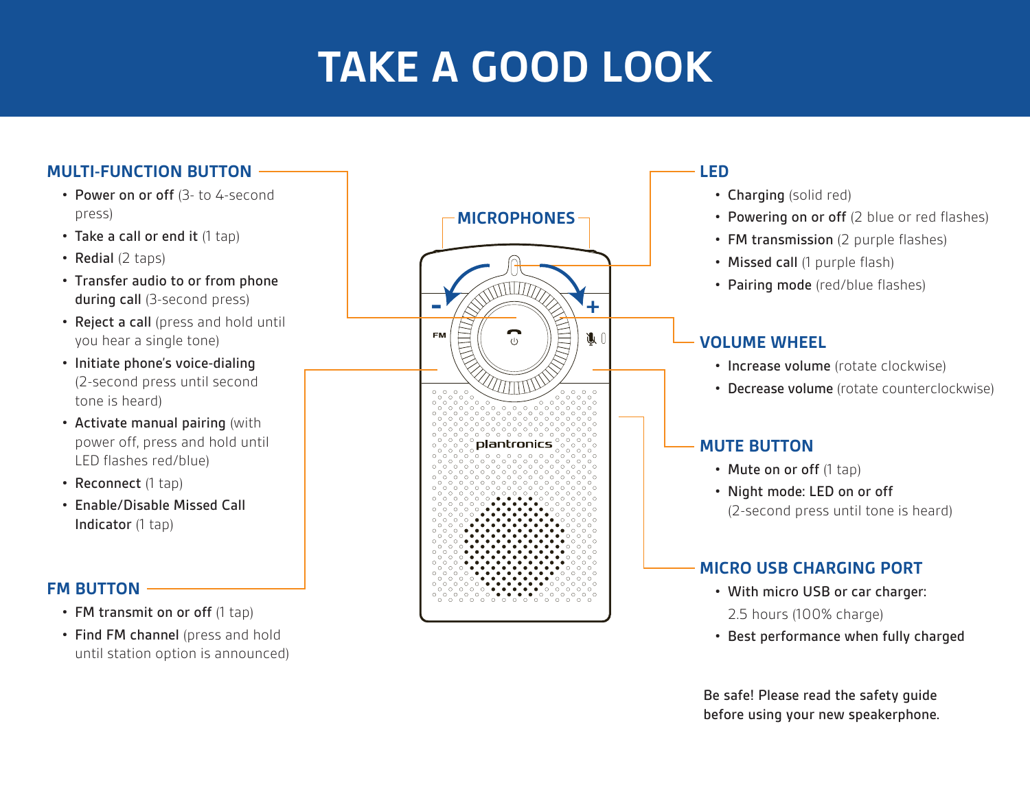# TAKE A GOOD LOOK

## MULTI-FUNCTION BUTTON

- **Power on or off** (3- to 4-second press)
- **Take a call or end it** (1 tap)
- **Redial** (2 taps)
- **Transfer audio to or from phone during call** (3-second press)
- **Reject a call** (press and hold until you hear a single tone)
- **Initiate phone's voice-dialing** (2-second press until second tone is heard)
- **Activate manual pairing** (with power off, press and hold until LED flashes red/blue)
- **Reconnect** (1 tap)
- **Enable/Disable Missed Call Indicator** (1 tap)

## FM BUTTON

- **FM transmit on or off** (1 tap)
- **Find FM channel** (press and hold until station option is announced)

## MICROPHONES

## LED

- **Charging** (solid red)
- **Powering on or off** (2 blue or red flashes)
- **FM transmission** (2 purple flashes)
- **Missed call** (1 purple flash)
- **Pairing mode** (red/blue flashes)

## VOLUME WHEEL

- **Increase volume** (rotate clockwise)
- **Decrease volume** (rotate counterclockwise)

## MUTE BUTTON

- **Mute on or off** (1 tap)
- **Night mode: LED on or off** (2-second press until tone is heard)

## MICRO USB CHARGING PORT

- **With micro USB or car charger:** 2.5 hours (100% charge)
- **Best performance when fully charged**

Be safe! Please read the safety guide before using your new speakerphone.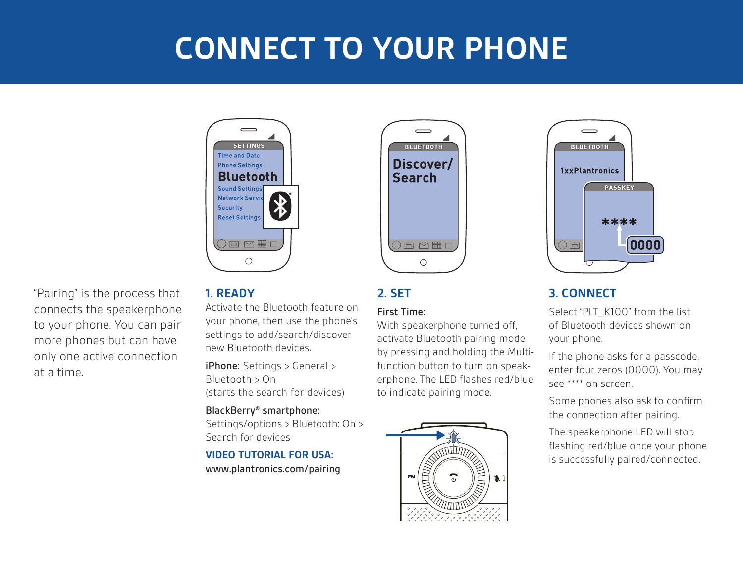# CONNECT TO YOUR PHONE

"Pairing" is the process that connects the speakerphone to your phone. You can pair more phones but can have only one active connection at a time.

## 1. READY

Activate the Bluetooth feature on your phone, then use the phone's settings to add/search/discover new Bluetooth devices.

**iPhone:** Settings > General > Bluetooth > On (starts the search for devices)

**BlackBerry® smartphone:** Settings/options > Bluetooth: On > Search for devices

**VIDEO TUTORIAL FOR USA:**
www.plantronics.com/pairing

## 2. SET

**First Time:**
With speakerphone turned off, activate Bluetooth pairing mode by pressing and holding the Multi-function button to turn on speakerphone. The LED flashes red/blue to indicate pairing mode.

## 3. CONNECT

Select "PLT_K100" from the list of Bluetooth devices shown on your phone.

If the phone asks for a passcode, enter four zeros (0000). You may see **** on screen.

Some phones also ask to confirm the connection after pairing.

The speakerphone LED will stop flashing red/blue once your phone is successfully paired/connected.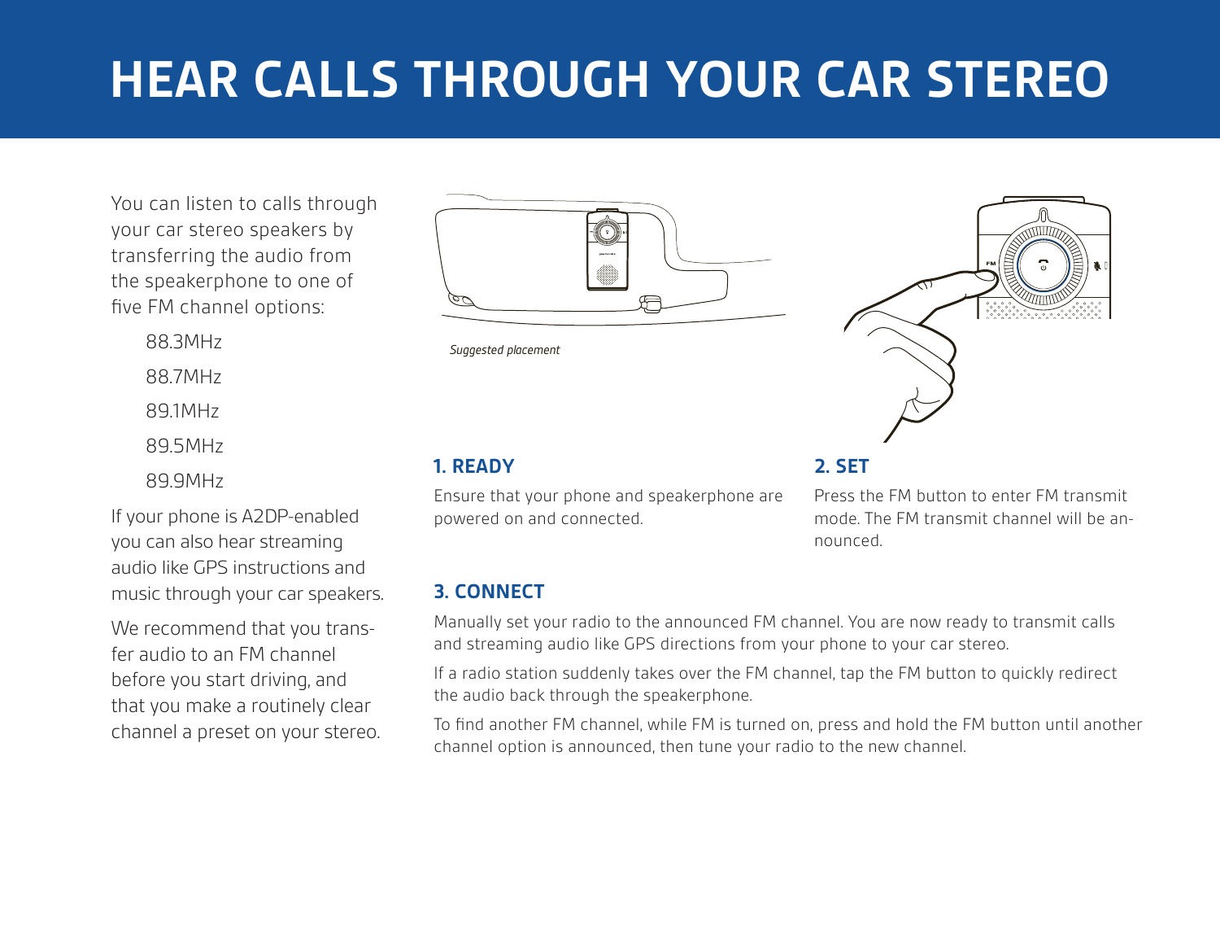# HEAR CALLS THROUGH YOUR CAR STEREO

You can listen to calls through your car stereo speakers by transferring the audio from the speakerphone to one of five FM channel options:

- 88.3MHz
- 88.7MHz
- 89.1MHz
- 89.5MHz
- 89.9MHz

If your phone is A2DP-enabled you can also hear streaming audio like GPS instructions and music through your car speakers.

We recommend that you transfer audio to an FM channel before you start driving, and that you make a routinely clear channel a preset on your stereo.

*Suggested placement*

### 1. READY

Ensure that your phone and speakerphone are powered on and connected.

### 2. SET

Press the FM button to enter FM transmit mode. The FM transmit channel will be announced.

### 3. CONNECT

Manually set your radio to the announced FM channel. You are now ready to transmit calls and streaming audio like GPS directions from your phone to your car stereo.

If a radio station suddenly takes over the FM channel, tap the FM button to quickly redirect the audio back through the speakerphone.

To find another FM channel, while FM is turned on, press and hold the FM button until another channel option is announced, then tune your radio to the new channel.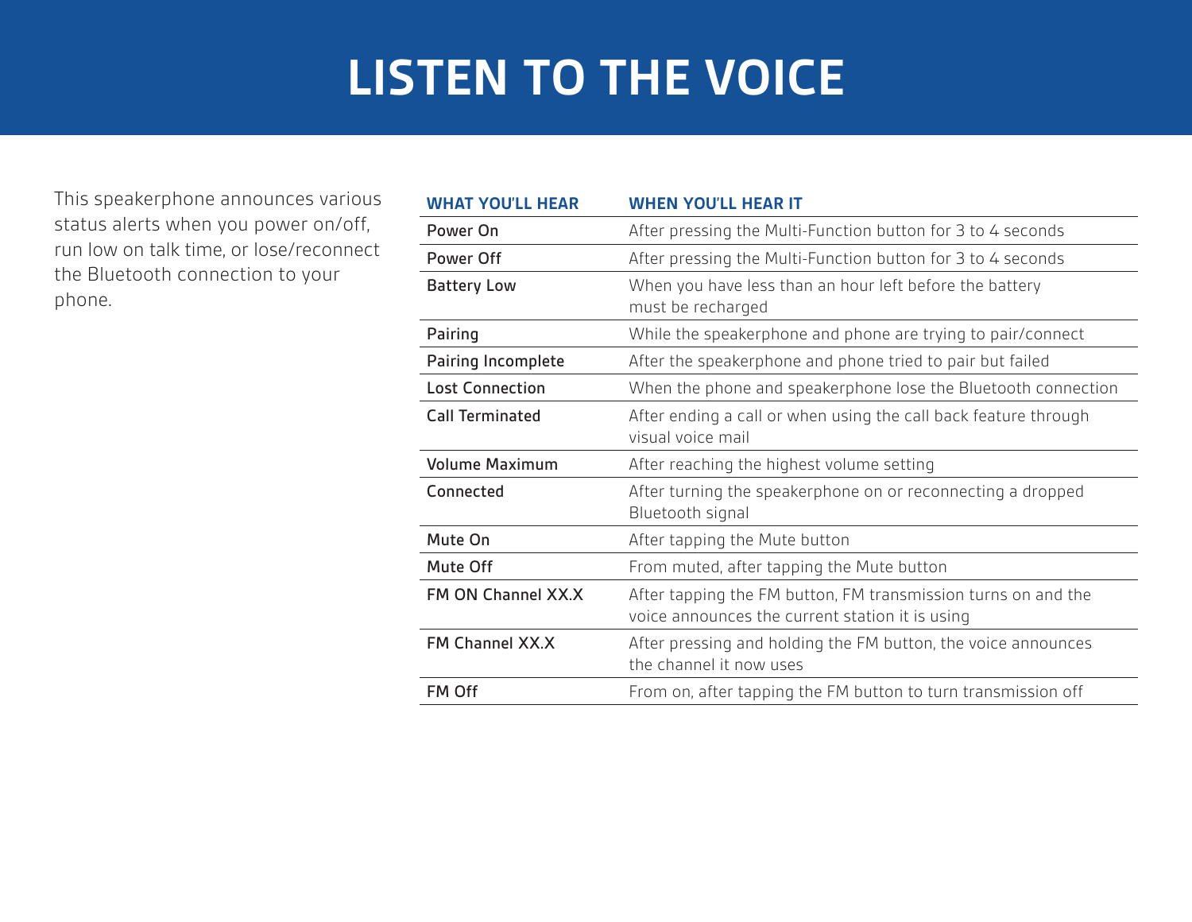# LISTEN TO THE VOICE

This speakerphone announces various status alerts when you power on/off, run low on talk time, or lose/reconnect the Bluetooth connection to your phone.

| WHAT YOU'LL HEAR | WHEN YOU'LL HEAR IT |
| --- | --- |
| Power On | After pressing the Multi-Function button for 3 to 4 seconds |
| Power Off | After pressing the Multi-Function button for 3 to 4 seconds |
| Battery Low | When you have less than an hour left before the battery must be recharged |
| Pairing | While the speakerphone and phone are trying to pair/connect |
| Pairing Incomplete | After the speakerphone and phone tried to pair but failed |
| Lost Connection | When the phone and speakerphone lose the Bluetooth connection |
| Call Terminated | After ending a call or when using the call back feature through visual voice mail |
| Volume Maximum | After reaching the highest volume setting |
| Connected | After turning the speakerphone on or reconnecting a dropped Bluetooth signal |
| Mute On | After tapping the Mute button |
| Mute Off | From muted, after tapping the Mute button |
| FM ON Channel XX.X | After tapping the FM button, FM transmission turns on and the voice announces the current station it is using |
| FM Channel XX.X | After pressing and holding the FM button, the voice announces the channel it now uses |
| FM Off | From on, after tapping the FM button to turn transmission off |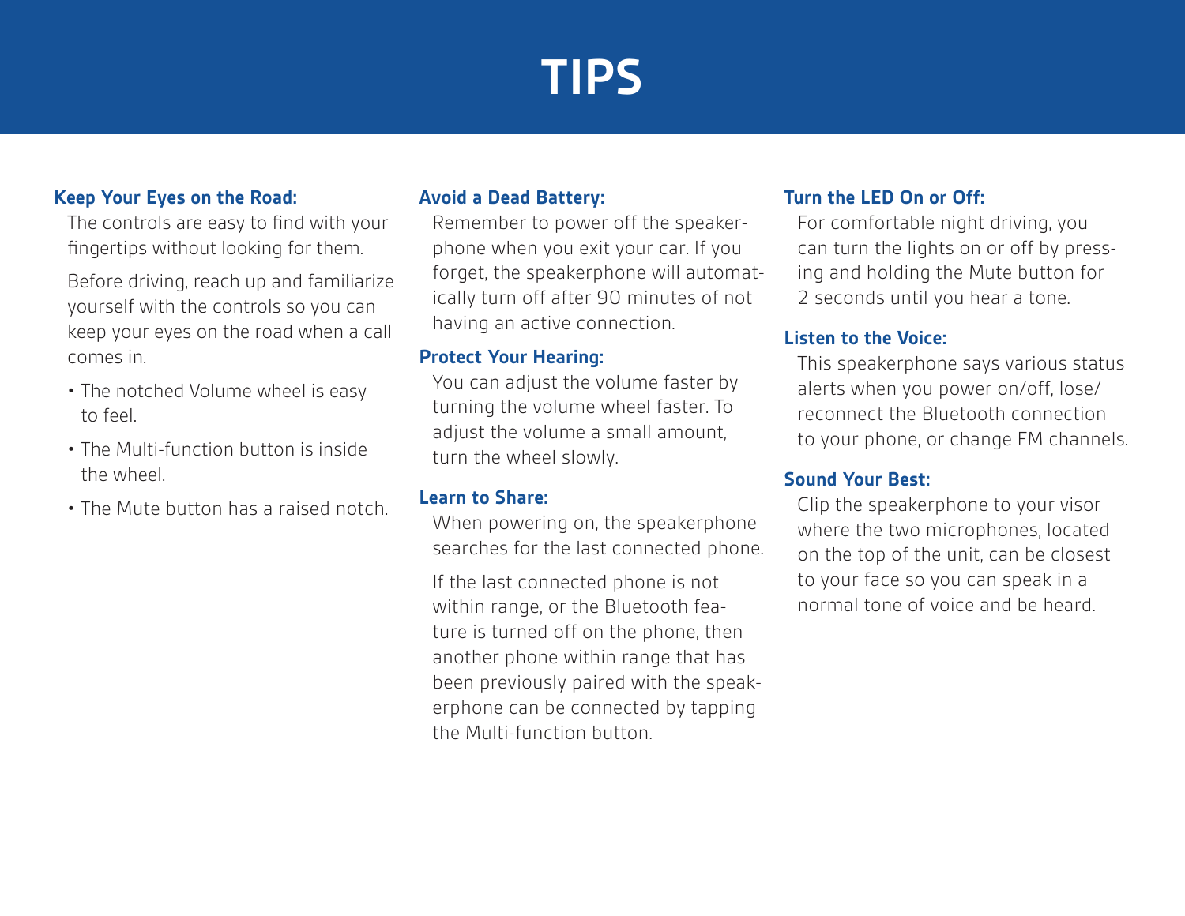# TIPS

### Keep Your Eyes on the Road:

The controls are easy to find with your fingertips without looking for them.

Before driving, reach up and familiarize yourself with the controls so you can keep your eyes on the road when a call comes in.

- The notched Volume wheel is easy to feel.
- The Multi-function button is inside the wheel.
- The Mute button has a raised notch.

### Avoid a Dead Battery:

Remember to power off the speakerphone when you exit your car. If you forget, the speakerphone will automatically turn off after 90 minutes of not having an active connection.

### Protect Your Hearing:

You can adjust the volume faster by turning the volume wheel faster. To adjust the volume a small amount, turn the wheel slowly.

### Learn to Share:

When powering on, the speakerphone searches for the last connected phone.

If the last connected phone is not within range, or the Bluetooth feature is turned off on the phone, then another phone within range that has been previously paired with the speakerphone can be connected by tapping the Multi-function button.

### Turn the LED On or Off:

For comfortable night driving, you can turn the lights on or off by pressing and holding the Mute button for 2 seconds until you hear a tone.

### Listen to the Voice:

This speakerphone says various status alerts when you power on/off, lose/reconnect the Bluetooth connection to your phone, or change FM channels.

### Sound Your Best:

Clip the speakerphone to your visor where the two microphones, located on the top of the unit, can be closest to your face so you can speak in a normal tone of voice and be heard.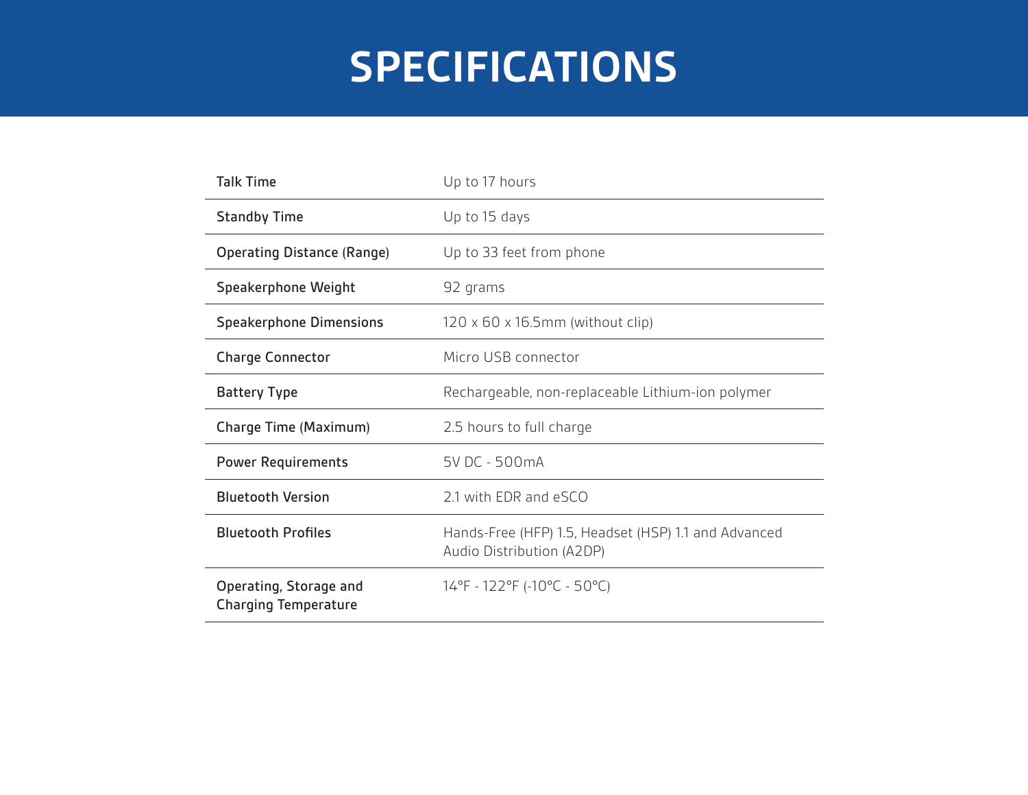# SPECIFICATIONS

| | |
|---|---|
| Talk Time | Up to 17 hours |
| Standby Time | Up to 15 days |
| Operating Distance (Range) | Up to 33 feet from phone |
| Speakerphone Weight | 92 grams |
| Speakerphone Dimensions | 120 x 60 x 16.5mm (without clip) |
| Charge Connector | Micro USB connector |
| Battery Type | Rechargeable, non-replaceable Lithium-ion polymer |
| Charge Time (Maximum) | 2.5 hours to full charge |
| Power Requirements | 5V DC - 500mA |
| Bluetooth Version | 2.1 with EDR and eSCO |
| Bluetooth Profiles | Hands-Free (HFP) 1.5, Headset (HSP) 1.1 and Advanced Audio Distribution (A2DP) |
| Operating, Storage and Charging Temperature | 14°F - 122°F (-10°C - 50°C) |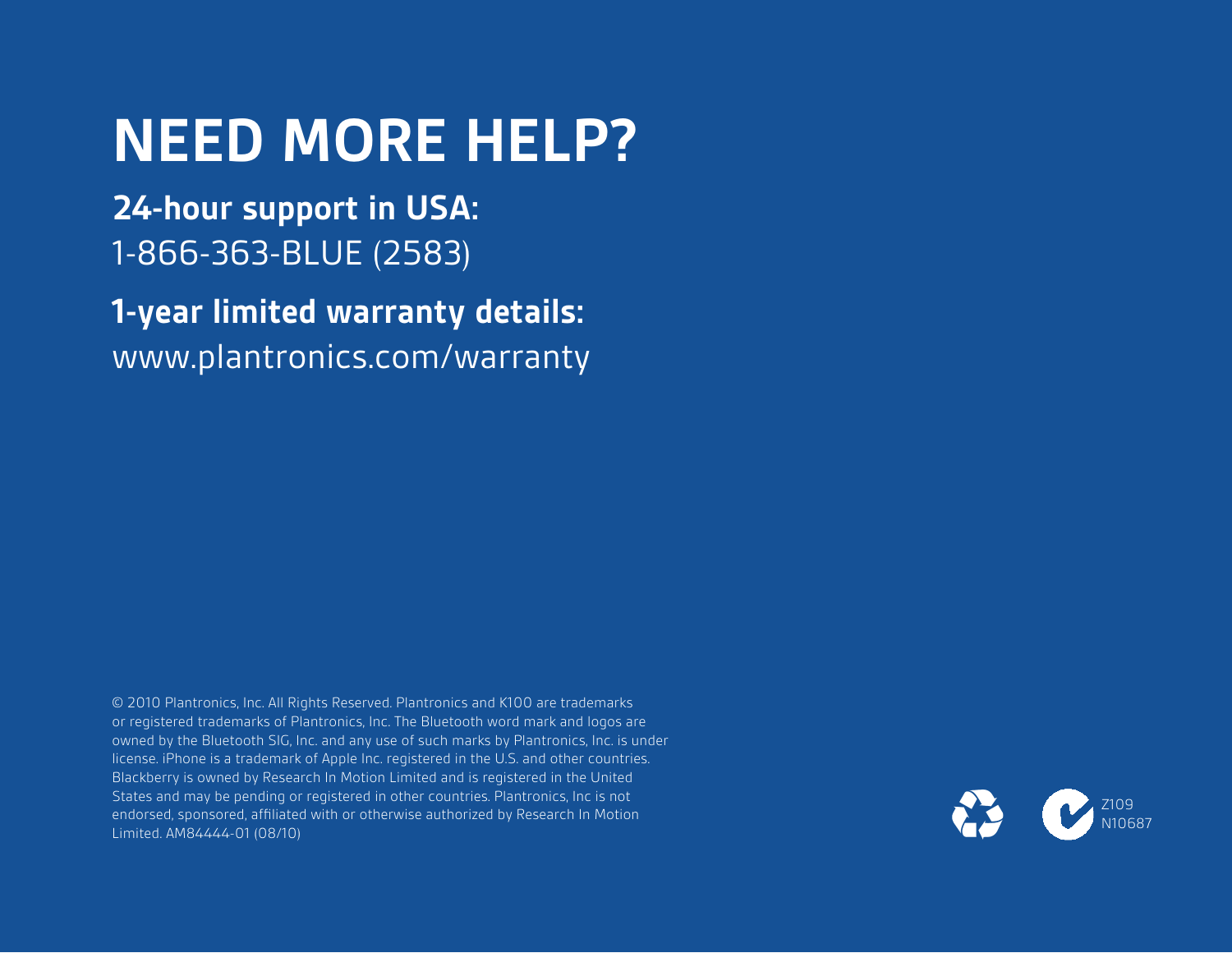# NEED MORE HELP?

**24-hour support in USA:**
1-866-363-BLUE (2583)

**1-year limited warranty details:**
www.plantronics.com/warranty

© 2010 Plantronics, Inc. All Rights Reserved. Plantronics and K100 are trademarks or registered trademarks of Plantronics, Inc. The Bluetooth word mark and logos are owned by the Bluetooth SIG, Inc. and any use of such marks by Plantronics, Inc. is under license. iPhone is a trademark of Apple Inc. registered in the U.S. and other countries. Blackberry is owned by Research In Motion Limited and is registered in the United States and may be pending or registered in other countries. Plantronics, Inc is not endorsed, sponsored, affiliated with or otherwise authorized by Research In Motion Limited. AM84444-01 (08/10)

Z109
N10687